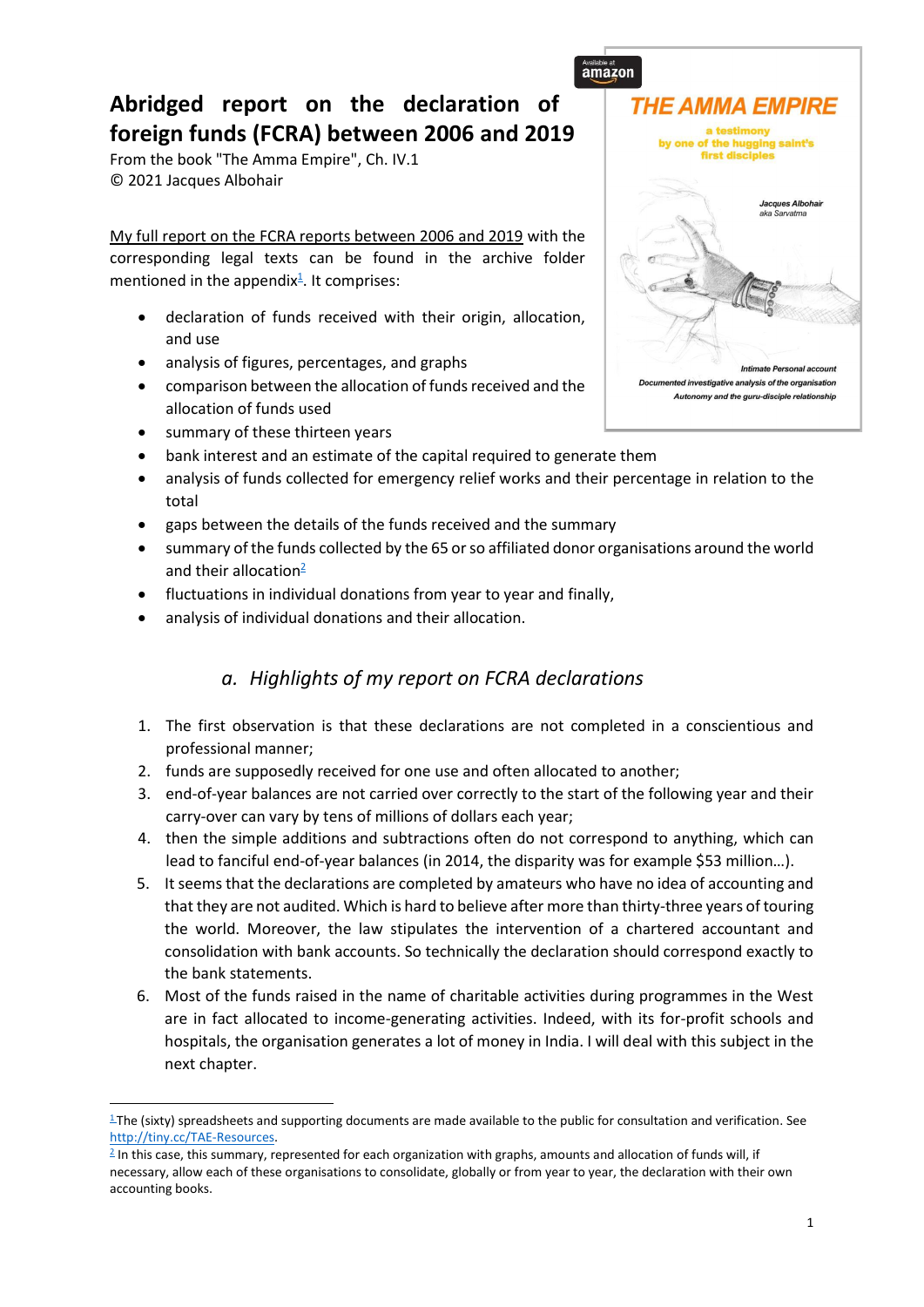# Abridged report on the declaration of foreign funds (FCRA) between 2006 and 2019

From the book "The Amma Empire", Ch. IV.1
© 2021 Jacques Albohair

My full report on the FCRA reports between 2006 and 2019 with the corresponding legal texts can be found in the archive folder mentioned in the appendix[1]. It comprises:

- declaration of funds received with their origin, allocation, and use
- analysis of figures, percentages, and graphs
- comparison between the allocation of funds received and the allocation of funds used
- summary of these thirteen years
- bank interest and an estimate of the capital required to generate them
- analysis of funds collected for emergency relief works and their percentage in relation to the total
- gaps between the details of the funds received and the summary
- summary of the funds collected by the 65 or so affiliated donor organisations around the world and their allocation[2]
- fluctuations in individual donations from year to year and finally,
- analysis of individual donations and their allocation.

## *a. Highlights of my report on FCRA declarations*

1. The first observation is that these declarations are not completed in a conscientious and professional manner;
2. funds are supposedly received for one use and often allocated to another;
3. end-of-year balances are not carried over correctly to the start of the following year and their carry-over can vary by tens of millions of dollars each year;
4. then the simple additions and subtractions often do not correspond to anything, which can lead to fanciful end-of-year balances (in 2014, the disparity was for example $53 million…).
5. It seems that the declarations are completed by amateurs who have no idea of accounting and that they are not audited. Which is hard to believe after more than thirty-three years of touring the world. Moreover, the law stipulates the intervention of a chartered accountant and consolidation with bank accounts. So technically the declaration should correspond exactly to the bank statements.
6. Most of the funds raised in the name of charitable activities during programmes in the West are in fact allocated to income-generating activities. Indeed, with its for-profit schools and hospitals, the organisation generates a lot of money in India. I will deal with this subject in the next chapter.

---

[1] The (sixty) spreadsheets and supporting documents are made available to the public for consultation and verification. See http://tiny.cc/TAE-Resources.

[2] In this case, this summary, represented for each organization with graphs, amounts and allocation of funds will, if necessary, allow each of these organisations to consolidate, globally or from year to year, the declaration with their own accounting books.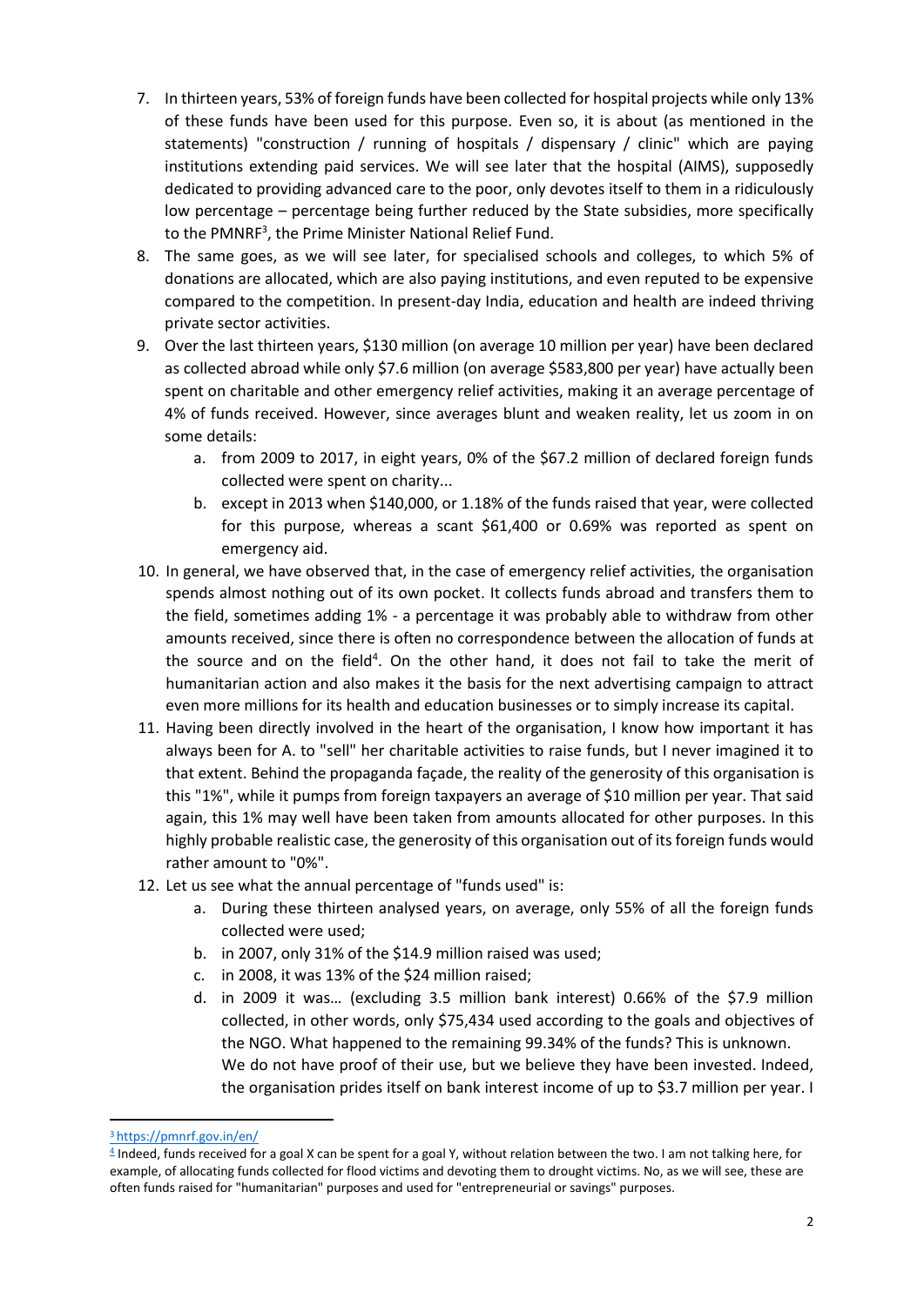7. In thirteen years, 53% of foreign funds have been collected for hospital projects while only 13% of these funds have been used for this purpose. Even so, it is about (as mentioned in the statements) "construction / running of hospitals / dispensary / clinic" which are paying institutions extending paid services. We will see later that the hospital (AIMS), supposedly dedicated to providing advanced care to the poor, only devotes itself to them in a ridiculously low percentage – percentage being further reduced by the State subsidies, more specifically to the PMNRF[3], the Prime Minister National Relief Fund.
8. The same goes, as we will see later, for specialised schools and colleges, to which 5% of donations are allocated, which are also paying institutions, and even reputed to be expensive compared to the competition. In present-day India, education and health are indeed thriving private sector activities.
9. Over the last thirteen years, $130 million (on average 10 million per year) have been declared as collected abroad while only $7.6 million (on average $583,800 per year) have actually been spent on charitable and other emergency relief activities, making it an average percentage of 4% of funds received. However, since averages blunt and weaken reality, let us zoom in on some details:
    a. from 2009 to 2017, in eight years, 0% of the $67.2 million of declared foreign funds collected were spent on charity...
    b. except in 2013 when $140,000, or 1.18% of the funds raised that year, were collected for this purpose, whereas a scant $61,400 or 0.69% was reported as spent on emergency aid.
10. In general, we have observed that, in the case of emergency relief activities, the organisation spends almost nothing out of its own pocket. It collects funds abroad and transfers them to the field, sometimes adding 1% - a percentage it was probably able to withdraw from other amounts received, since there is often no correspondence between the allocation of funds at the source and on the field[4]. On the other hand, it does not fail to take the merit of humanitarian action and also makes it the basis for the next advertising campaign to attract even more millions for its health and education businesses or to simply increase its capital.
11. Having been directly involved in the heart of the organisation, I know how important it has always been for A. to "sell" her charitable activities to raise funds, but I never imagined it to that extent. Behind the propaganda façade, the reality of the generosity of this organisation is this "1%", while it pumps from foreign taxpayers an average of $10 million per year. That said again, this 1% may well have been taken from amounts allocated for other purposes. In this highly probable realistic case, the generosity of this organisation out of its foreign funds would rather amount to "0%".
12. Let us see what the annual percentage of "funds used" is:
    a. During these thirteen analysed years, on average, only 55% of all the foreign funds collected were used;
    b. in 2007, only 31% of the $14.9 million raised was used;
    c. in 2008, it was 13% of the $24 million raised;
    d. in 2009 it was… (excluding 3.5 million bank interest) 0.66% of the $7.9 million collected, in other words, only $75,434 used according to the goals and objectives of the NGO. What happened to the remaining 99.34% of the funds? This is unknown.
    We do not have proof of their use, but we believe they have been invested. Indeed, the organisation prides itself on bank interest income of up to $3.7 million per year. I

---

[3] https://pmnrf.gov.in/en/

[4] Indeed, funds received for a goal X can be spent for a goal Y, without relation between the two. I am not talking here, for example, of allocating funds collected for flood victims and devoting them to drought victims. No, as we will see, these are often funds raised for "humanitarian" purposes and used for "entrepreneurial or savings" purposes.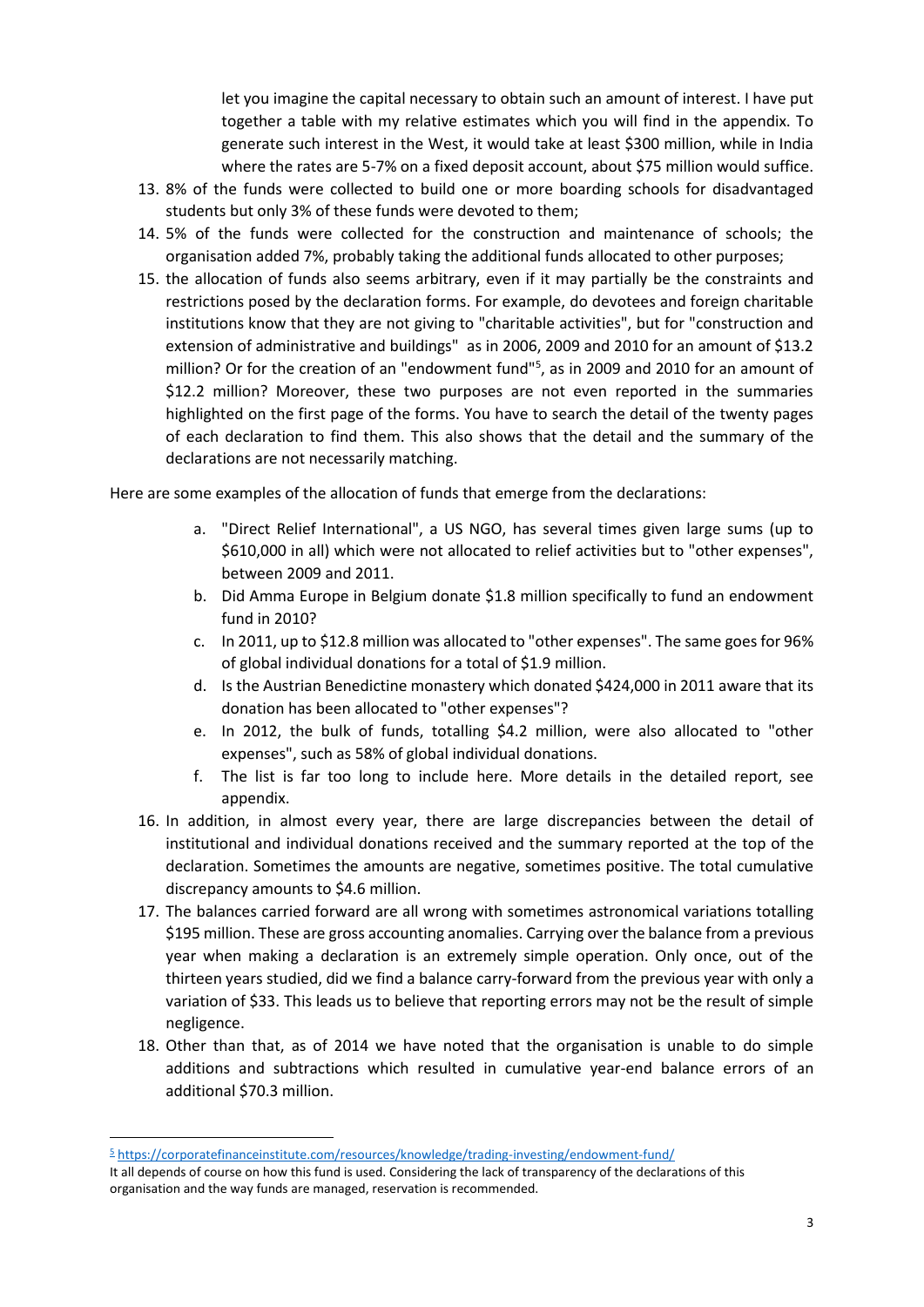let you imagine the capital necessary to obtain such an amount of interest. I have put together a table with my relative estimates which you will find in the appendix. To generate such interest in the West, it would take at least $300 million, while in India where the rates are 5-7% on a fixed deposit account, about $75 million would suffice.

13. 8% of the funds were collected to build one or more boarding schools for disadvantaged students but only 3% of these funds were devoted to them;
14. 5% of the funds were collected for the construction and maintenance of schools; the organisation added 7%, probably taking the additional funds allocated to other purposes;
15. the allocation of funds also seems arbitrary, even if it may partially be the constraints and restrictions posed by the declaration forms. For example, do devotees and foreign charitable institutions know that they are not giving to "charitable activities", but for "construction and extension of administrative and buildings" as in 2006, 2009 and 2010 for an amount of $13.2 million? Or for the creation of an "endowment fund"[5], as in 2009 and 2010 for an amount of $12.2 million? Moreover, these two purposes are not even reported in the summaries highlighted on the first page of the forms. You have to search the detail of the twenty pages of each declaration to find them. This also shows that the detail and the summary of the declarations are not necessarily matching.

Here are some examples of the allocation of funds that emerge from the declarations:

a. "Direct Relief International", a US NGO, has several times given large sums (up to $610,000 in all) which were not allocated to relief activities but to "other expenses", between 2009 and 2011.
b. Did Amma Europe in Belgium donate $1.8 million specifically to fund an endowment fund in 2010?
c. In 2011, up to $12.8 million was allocated to "other expenses". The same goes for 96% of global individual donations for a total of $1.9 million.
d. Is the Austrian Benedictine monastery which donated $424,000 in 2011 aware that its donation has been allocated to "other expenses"?
e. In 2012, the bulk of funds, totalling $4.2 million, were also allocated to "other expenses", such as 58% of global individual donations.
f. The list is far too long to include here. More details in the detailed report, see appendix.

16. In addition, in almost every year, there are large discrepancies between the detail of institutional and individual donations received and the summary reported at the top of the declaration. Sometimes the amounts are negative, sometimes positive. The total cumulative discrepancy amounts to $4.6 million.
17. The balances carried forward are all wrong with sometimes astronomical variations totalling $195 million. These are gross accounting anomalies. Carrying over the balance from a previous year when making a declaration is an extremely simple operation. Only once, out of the thirteen years studied, did we find a balance carry-forward from the previous year with only a variation of $33. This leads us to believe that reporting errors may not be the result of simple negligence.
18. Other than that, as of 2014 we have noted that the organisation is unable to do simple additions and subtractions which resulted in cumulative year-end balance errors of an additional $70.3 million.

---

[5] https://corporatefinanceinstitute.com/resources/knowledge/trading-investing/endowment-fund/
It all depends of course on how this fund is used. Considering the lack of transparency of the declarations of this organisation and the way funds are managed, reservation is recommended.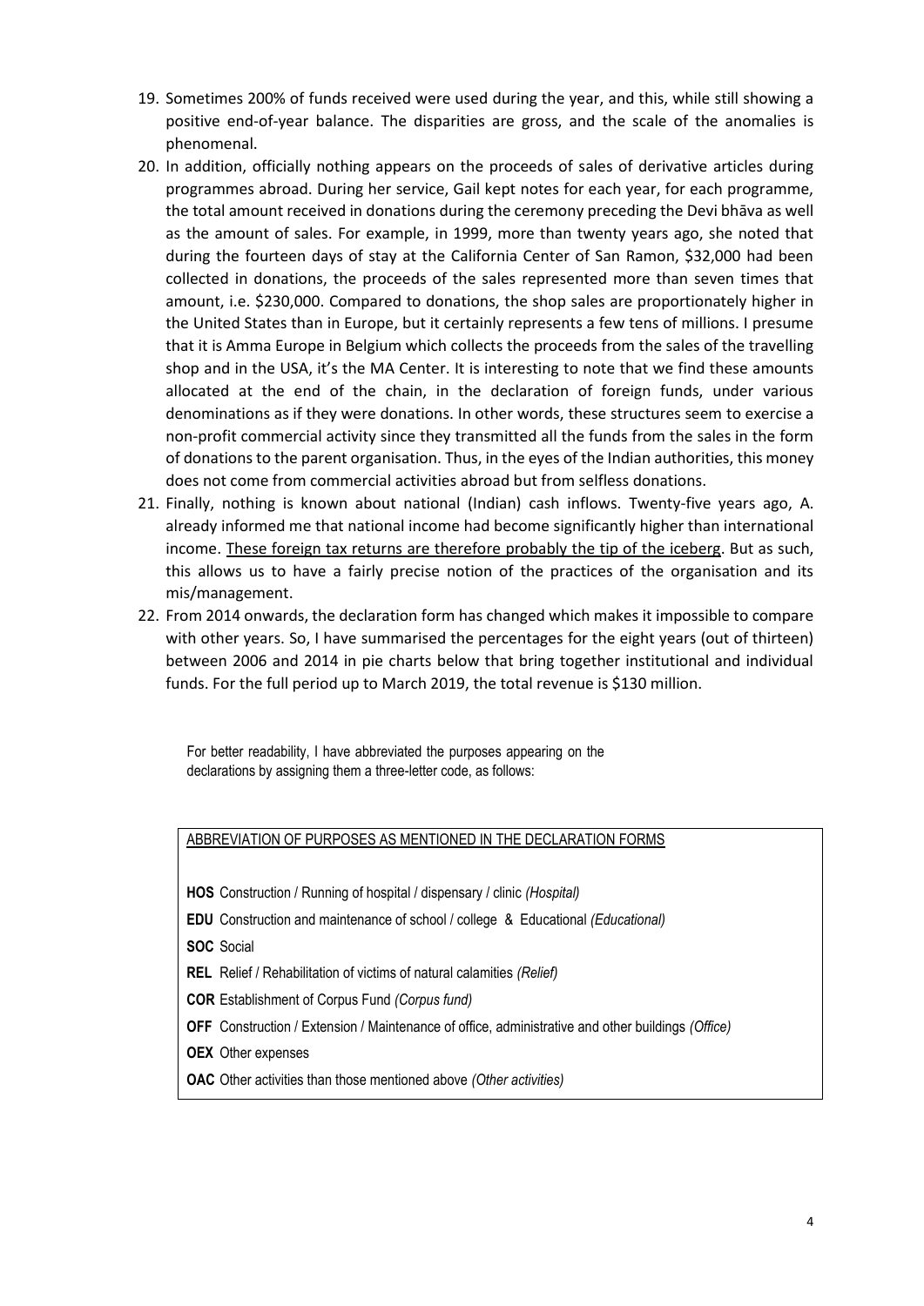19. Sometimes 200% of funds received were used during the year, and this, while still showing a positive end-of-year balance. The disparities are gross, and the scale of the anomalies is phenomenal.
20. In addition, officially nothing appears on the proceeds of sales of derivative articles during programmes abroad. During her service, Gail kept notes for each year, for each programme, the total amount received in donations during the ceremony preceding the Devi bhāva as well as the amount of sales. For example, in 1999, more than twenty years ago, she noted that during the fourteen days of stay at the California Center of San Ramon, $32,000 had been collected in donations, the proceeds of the sales represented more than seven times that amount, i.e. $230,000. Compared to donations, the shop sales are proportionately higher in the United States than in Europe, but it certainly represents a few tens of millions. I presume that it is Amma Europe in Belgium which collects the proceeds from the sales of the travelling shop and in the USA, it's the MA Center. It is interesting to note that we find these amounts allocated at the end of the chain, in the declaration of foreign funds, under various denominations as if they were donations. In other words, these structures seem to exercise a non-profit commercial activity since they transmitted all the funds from the sales in the form of donations to the parent organisation. Thus, in the eyes of the Indian authorities, this money does not come from commercial activities abroad but from selfless donations.
21. Finally, nothing is known about national (Indian) cash inflows. Twenty-five years ago, A. already informed me that national income had become significantly higher than international income. <u>These foreign tax returns are therefore probably the tip of the iceberg</u>. But as such, this allows us to have a fairly precise notion of the practices of the organisation and its mis/management.
22. From 2014 onwards, the declaration form has changed which makes it impossible to compare with other years. So, I have summarised the percentages for the eight years (out of thirteen) between 2006 and 2014 in pie charts below that bring together institutional and individual funds. For the full period up to March 2019, the total revenue is $130 million.

For better readability, I have abbreviated the purposes appearing on the declarations by assigning them a three-letter code, as follows:

<u>ABBREVIATION OF PURPOSES AS MENTIONED IN THE DECLARATION FORMS</u>

**HOS** Construction / Running of hospital / dispensary / clinic *(Hospital)*

**EDU** Construction and maintenance of school / college & Educational *(Educational)*

**SOC** Social

**REL** Relief / Rehabilitation of victims of natural calamities *(Relief)*

**COR** Establishment of Corpus Fund *(Corpus fund)*

**OFF** Construction / Extension / Maintenance of office, administrative and other buildings *(Office)*

**OEX** Other expenses

**OAC** Other activities than those mentioned above *(Other activities)*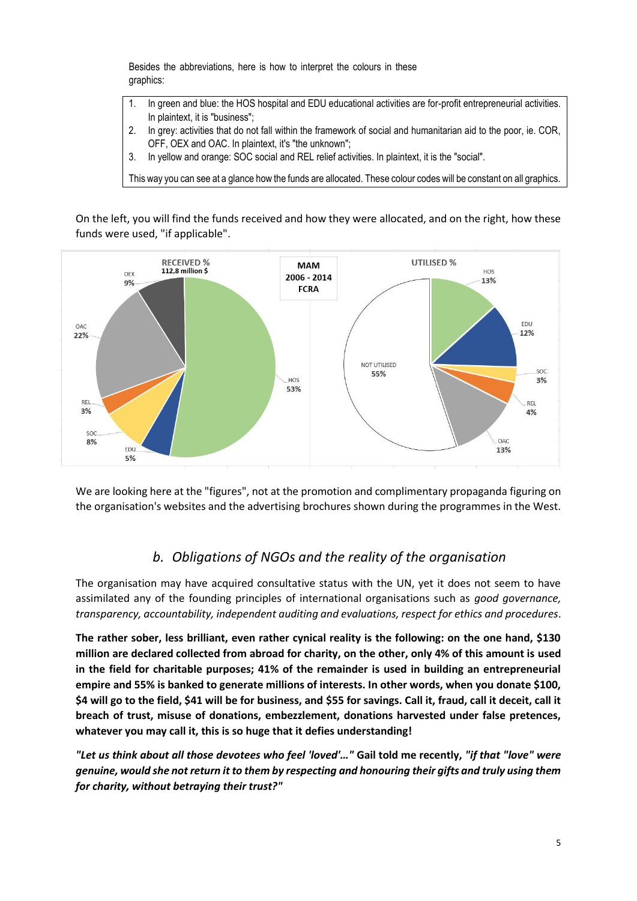Besides the abbreviations, here is how to interpret the colours in these graphics:

1. In green and blue: the HOS hospital and EDU educational activities are for-profit entrepreneurial activities. In plaintext, it is "business";
2. In grey: activities that do not fall within the framework of social and humanitarian aid to the poor, ie. COR, OFF, OEX and OAC. In plaintext, it's "the unknown";
3. In yellow and orange: SOC social and REL relief activities. In plaintext, it is the "social".

This way you can see at a glance how the funds are allocated. These colour codes will be constant on all graphics.

On the left, you will find the funds received and how they were allocated, and on the right, how these funds were used, "if applicable".

**MAM 2006 - 2014 FCRA**

| RECEIVED % (112,8 million $) | |
|---|---|
| HOS | 53% |
| OAC | 22% |
| OEX | 9% |
| SOC | 8% |
| EDU | 5% |
| REL | 3% |

| UTILISED % | |
|---|---|
| NOT UTILISED | 55% |
| HOS | 13% |
| OAC | 13% |
| EDU | 12% |
| REL | 4% |
| SOC | 3% |

We are looking here at the "figures", not at the promotion and complimentary propaganda figuring on the organisation's websites and the advertising brochures shown during the programmes in the West.

## *b. Obligations of NGOs and the reality of the organisation*

The organisation may have acquired consultative status with the UN, yet it does not seem to have assimilated any of the founding principles of international organisations such as *good governance, transparency, accountability, independent auditing and evaluations, respect for ethics and procedures*.

**The rather sober, less brilliant, even rather cynical reality is the following: on the one hand, $130 million are declared collected from abroad for charity, on the other, only 4% of this amount is used in the field for charitable purposes; 41% of the remainder is used in building an entrepreneurial empire and 55% is banked to generate millions of interests. In other words, when you donate $100, $4 will go to the field, $41 will be for business, and $55 for savings. Call it, fraud, call it deceit, call it breach of trust, misuse of donations, embezzlement, donations harvested under false pretences, whatever you may call it, this is so huge that it defies understanding!**

***"Let us think about all those devotees who feel 'loved'…"*** **Gail told me recently,** ***"if that "love" were genuine, would she not return it to them by respecting and honouring their gifts and truly using them for charity, without betraying their trust?"***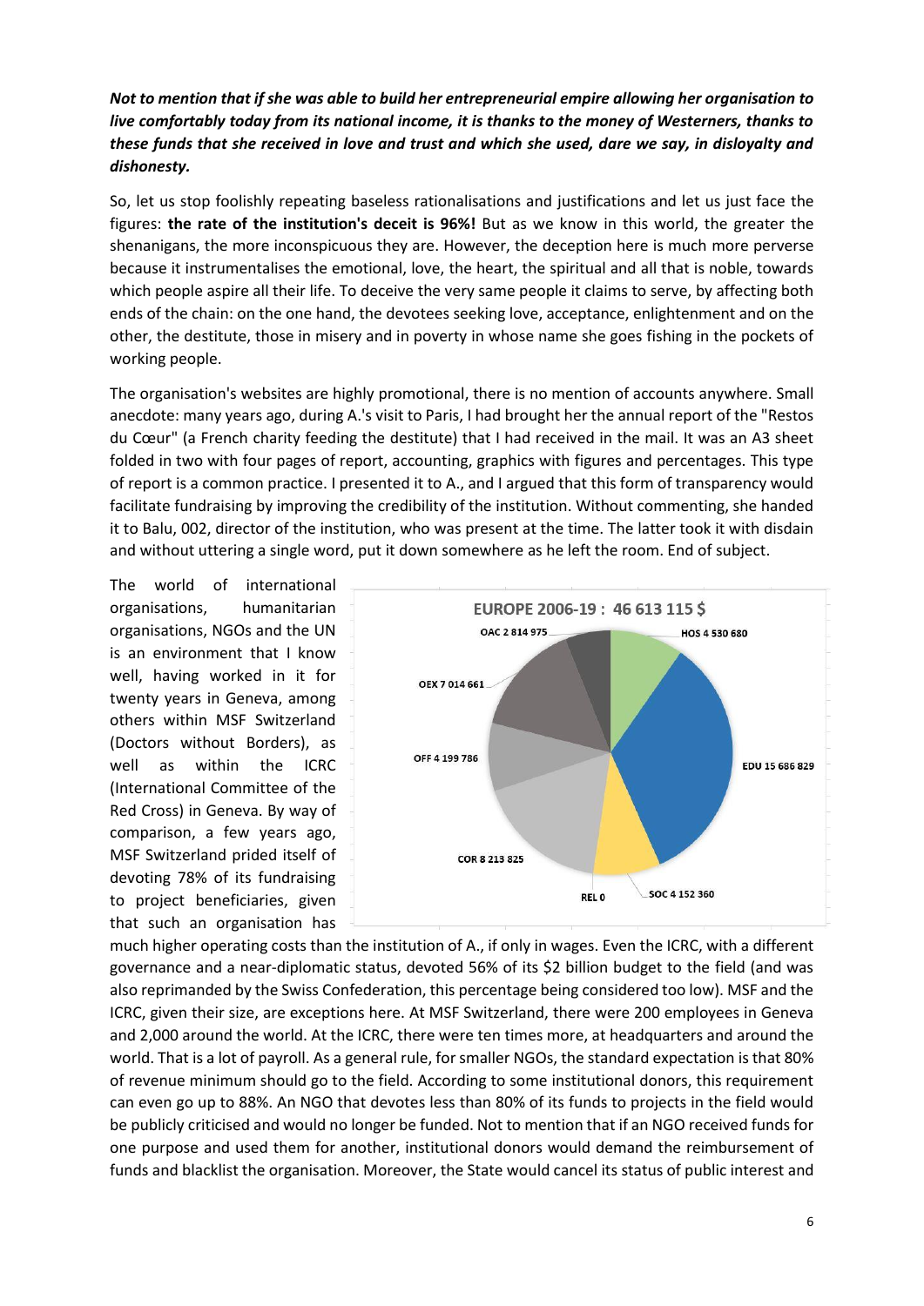***Not to mention that if she was able to build her entrepreneurial empire allowing her organisation to live comfortably today from its national income, it is thanks to the money of Westerners, thanks to these funds that she received in love and trust and which she used, dare we say, in disloyalty and dishonesty.***

So, let us stop foolishly repeating baseless rationalisations and justifications and let us just face the figures: **the rate of the institution's deceit is 96%!** But as we know in this world, the greater the shenanigans, the more inconspicuous they are. However, the deception here is much more perverse because it instrumentalises the emotional, love, the heart, the spiritual and all that is noble, towards which people aspire all their life. To deceive the very same people it claims to serve, by affecting both ends of the chain: on the one hand, the devotees seeking love, acceptance, enlightenment and on the other, the destitute, those in misery and in poverty in whose name she goes fishing in the pockets of working people.

The organisation's websites are highly promotional, there is no mention of accounts anywhere. Small anecdote: many years ago, during A.'s visit to Paris, I had brought her the annual report of the "Restos du Cœur" (a French charity feeding the destitute) that I had received in the mail. It was an A3 sheet folded in two with four pages of report, accounting, graphics with figures and percentages. This type of report is a common practice. I presented it to A., and I argued that this form of transparency would facilitate fundraising by improving the credibility of the institution. Without commenting, she handed it to Balu, 002, director of the institution, who was present at the time. The latter took it with disdain and without uttering a single word, put it down somewhere as he left the room. End of subject.

**EUROPE 2006-19 : 46 613 115 $**

HOS 4 530 680 · EDU 15 686 829 · SOC 4 152 360 · REL 0 · COR 8 213 825 · OFF 4 199 786 · OEX 7 014 661 · OAC 2 814 975

The world of international organisations, humanitarian organisations, NGOs and the UN is an environment that I know well, having worked in it for twenty years in Geneva, among others within MSF Switzerland (Doctors without Borders), as well as within the ICRC (International Committee of the Red Cross) in Geneva. By way of comparison, a few years ago, MSF Switzerland prided itself of devoting 78% of its fundraising to project beneficiaries, given that such an organisation has much higher operating costs than the institution of A., if only in wages. Even the ICRC, with a different governance and a near-diplomatic status, devoted 56% of its $2 billion budget to the field (and was also reprimanded by the Swiss Confederation, this percentage being considered too low). MSF and the ICRC, given their size, are exceptions here. At MSF Switzerland, there were 200 employees in Geneva and 2,000 around the world. At the ICRC, there were ten times more, at headquarters and around the world. That is a lot of payroll. As a general rule, for smaller NGOs, the standard expectation is that 80% of revenue minimum should go to the field. According to some institutional donors, this requirement can even go up to 88%. An NGO that devotes less than 80% of its funds to projects in the field would be publicly criticised and would no longer be funded. Not to mention that if an NGO received funds for one purpose and used them for another, institutional donors would demand the reimbursement of funds and blacklist the organisation. Moreover, the State would cancel its status of public interest and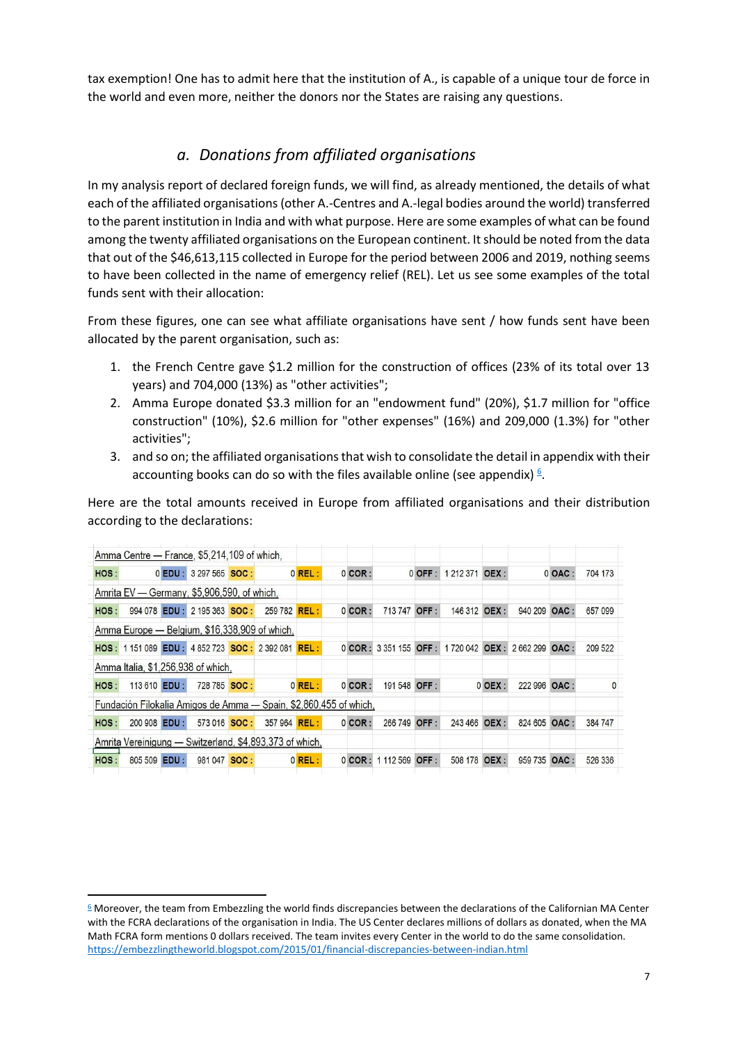tax exemption! One has to admit here that the institution of A., is capable of a unique tour de force in the world and even more, neither the donors nor the States are raising any questions.

## a. Donations from affiliated organisations

In my analysis report of declared foreign funds, we will find, as already mentioned, the details of what each of the affiliated organisations (other A.-Centres and A.-legal bodies around the world) transferred to the parent institution in India and with what purpose. Here are some examples of what can be found among the twenty affiliated organisations on the European continent. It should be noted from the data that out of the $46,613,115 collected in Europe for the period between 2006 and 2019, nothing seems to have been collected in the name of emergency relief (REL). Let us see some examples of the total funds sent with their allocation:

From these figures, one can see what affiliate organisations have sent / how funds sent have been allocated by the parent organisation, such as:

1. the French Centre gave $1.2 million for the construction of offices (23% of its total over 13 years) and 704,000 (13%) as "other activities";
2. Amma Europe donated $3.3 million for an "endowment fund" (20%), $1.7 million for "office construction" (10%), $2.6 million for "other expenses" (16%) and 209,000 (1.3%) for "other activities";
3. and so on; the affiliated organisations that wish to consolidate the detail in appendix with their accounting books can do so with the files available online (see appendix) [6].

Here are the total amounts received in Europe from affiliated organisations and their distribution according to the declarations:

| Organisation | HOS | EDU | SOC | REL | COR | OFF | OEX | OAC |
|---|---|---|---|---|---|---|---|---|
| Amma Centre — France, $5,214,109 of which, | 0 | 3 297 565 | 0 | 0 | 0 | 1 212 371 | 0 | 704 173 |
| Amrita EV — Germany, $5,906,590, of which, | 994 078 | 2 195 363 | 259 782 | 0 | 713 747 | 146 312 | 940 209 | 657 099 |
| Amma Europe — Belgium, $16,338,909 of which, | 1 151 089 | 4 852 723 | 2 392 081 | 0 | 3 351 155 | 1 720 042 | 2 662 299 | 209 522 |
| Amma Italia, $1,256,938 of which, | 113 610 | 728 785 | 0 | 0 | 191 548 | 0 | 222 996 | 0 |
| Fundación Filokalia Amigos de Amma — Spain, $2,860,455 of which, | 200 908 | 573 016 | 357 964 | 0 | 266 749 | 243 466 | 824 605 | 384 747 |
| Amrita Vereinigung — Switzerland, $4,893,373 of which, | 805 509 | 981 047 | 0 | 0 | 1 112 569 | 508 178 | 959 735 | 526 336 |

[6] Moreover, the team from Embezzling the world finds discrepancies between the declarations of the Californian MA Center with the FCRA declarations of the organisation in India. The US Center declares millions of dollars as donated, when the MA Math FCRA form mentions 0 dollars received. The team invites every Center in the world to do the same consolidation. https://embezzlingtheworld.blogspot.com/2015/01/financial-discrepancies-between-indian.html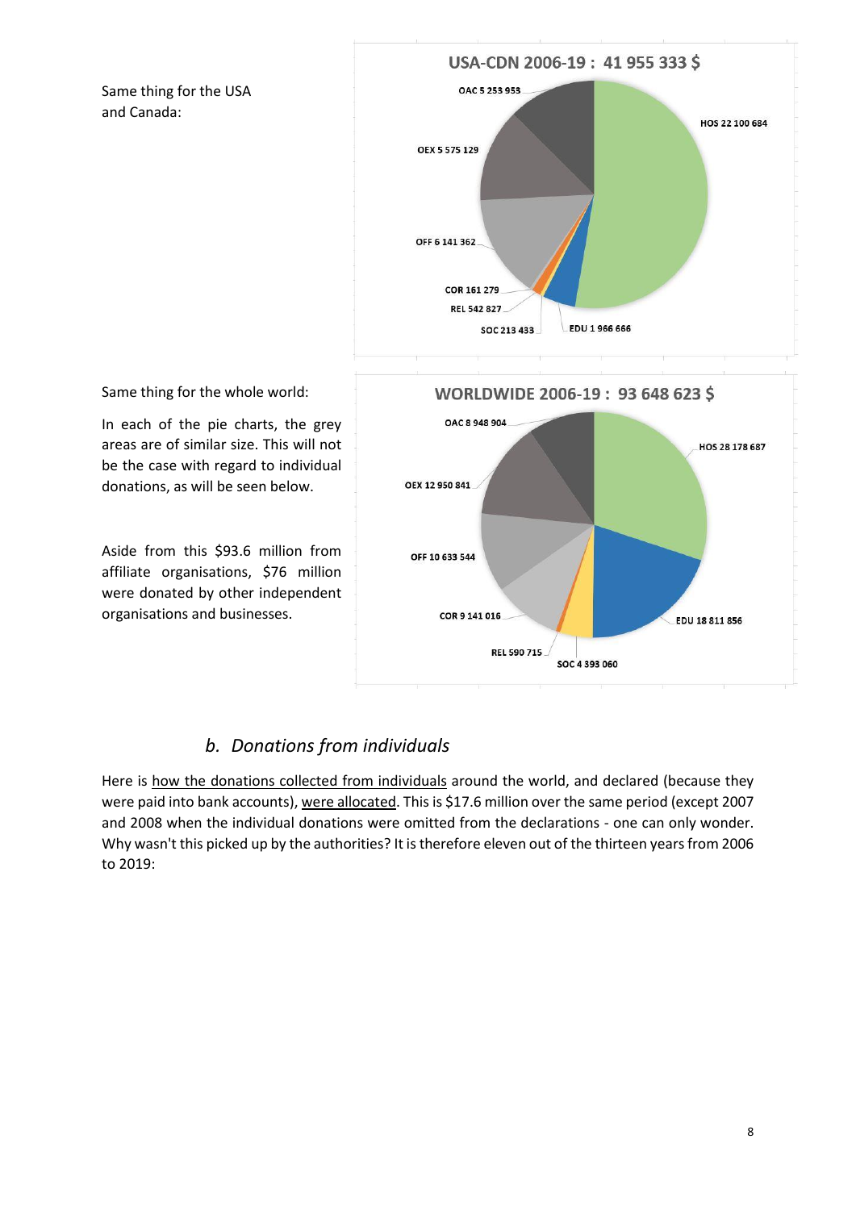Same thing for the USA and Canada:

**USA-CDN 2006-19 : 41 955 333 $**

OAC 5 253 953

HOS 22 100 684

OEX 5 575 129

OFF 6 141 362

COR 161 279

REL 542 827

SOC 213 433

EDU 1 966 666

Same thing for the whole world:

In each of the pie charts, the grey areas are of similar size. This will not be the case with regard to individual donations, as will be seen below.

Aside from this $93.6 million from affiliate organisations, $76 million were donated by other independent organisations and businesses.

**WORLDWIDE 2006-19 : 93 648 623 $**

OAC 8 948 904

HOS 28 178 687

OEX 12 950 841

OFF 10 633 544

COR 9 141 016

EDU 18 811 856

REL 590 715

SOC 4 393 060

## *b. Donations from individuals*

Here is how the donations collected from individuals around the world, and declared (because they were paid into bank accounts), were allocated. This is $17.6 million over the same period (except 2007 and 2008 when the individual donations were omitted from the declarations - one can only wonder. Why wasn't this picked up by the authorities? It is therefore eleven out of the thirteen years from 2006 to 2019: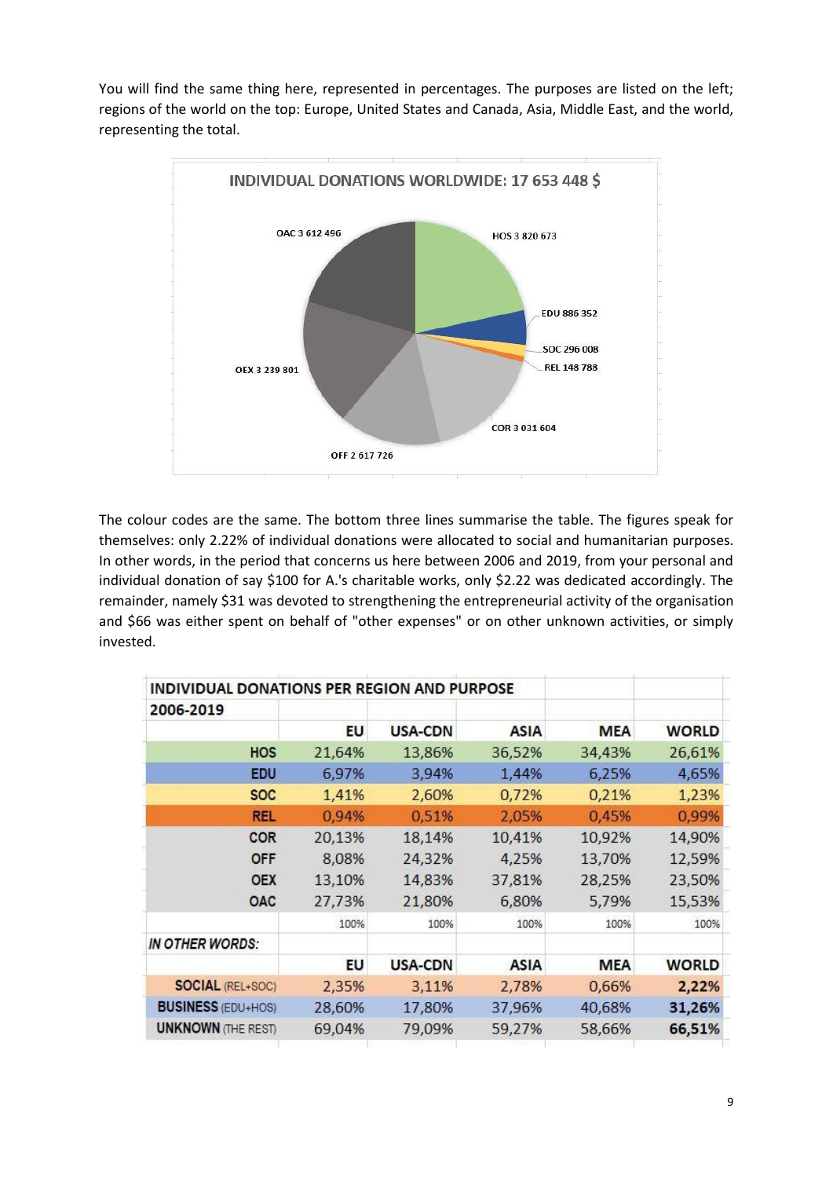You will find the same thing here, represented in percentages. The purposes are listed on the left; regions of the world on the top: Europe, United States and Canada, Asia, Middle East, and the world, representing the total.

INDIVIDUAL DONATIONS WORLDWIDE: 17 653 448 $

OAC 3 612 496
HOS 3 820 673
EDU 886 352
SOC 296 008
REL 148 788
OEX 3 239 801
COR 3 031 604
OFF 2 617 726

The colour codes are the same. The bottom three lines summarise the table. The figures speak for themselves: only 2.22% of individual donations were allocated to social and humanitarian purposes. In other words, in the period that concerns us here between 2006 and 2019, from your personal and individual donation of say $100 for A.'s charitable works, only $2.22 was dedicated accordingly. The remainder, namely $31 was devoted to strengthening the entrepreneurial activity of the organisation and $66 was either spent on behalf of "other expenses" or on other unknown activities, or simply invested.

| INDIVIDUAL DONATIONS PER REGION AND PURPOSE 2006-2019 | | | | | |
|---|---|---|---|---|---|
| | EU | USA-CDN | ASIA | MEA | WORLD |
| HOS | 21,64% | 13,86% | 36,52% | 34,43% | 26,61% |
| EDU | 6,97% | 3,94% | 1,44% | 6,25% | 4,65% |
| SOC | 1,41% | 2,60% | 0,72% | 0,21% | 1,23% |
| REL | 0,94% | 0,51% | 2,05% | 0,45% | 0,99% |
| COR | 20,13% | 18,14% | 10,41% | 10,92% | 14,90% |
| OFF | 8,08% | 24,32% | 4,25% | 13,70% | 12,59% |
| OEX | 13,10% | 14,83% | 37,81% | 28,25% | 23,50% |
| OAC | 27,73% | 21,80% | 6,80% | 5,79% | 15,53% |
| | 100% | 100% | 100% | 100% | 100% |
| *IN OTHER WORDS:* | | | | | |
| | EU | USA-CDN | ASIA | MEA | WORLD |
| SOCIAL (REL+SOC) | 2,35% | 3,11% | 2,78% | 0,66% | **2,22%** |
| BUSINESS (EDU+HOS) | 28,60% | 17,80% | 37,96% | 40,68% | **31,26%** |
| UNKNOWN (THE REST) | 69,04% | 79,09% | 59,27% | 58,66% | **66,51%** |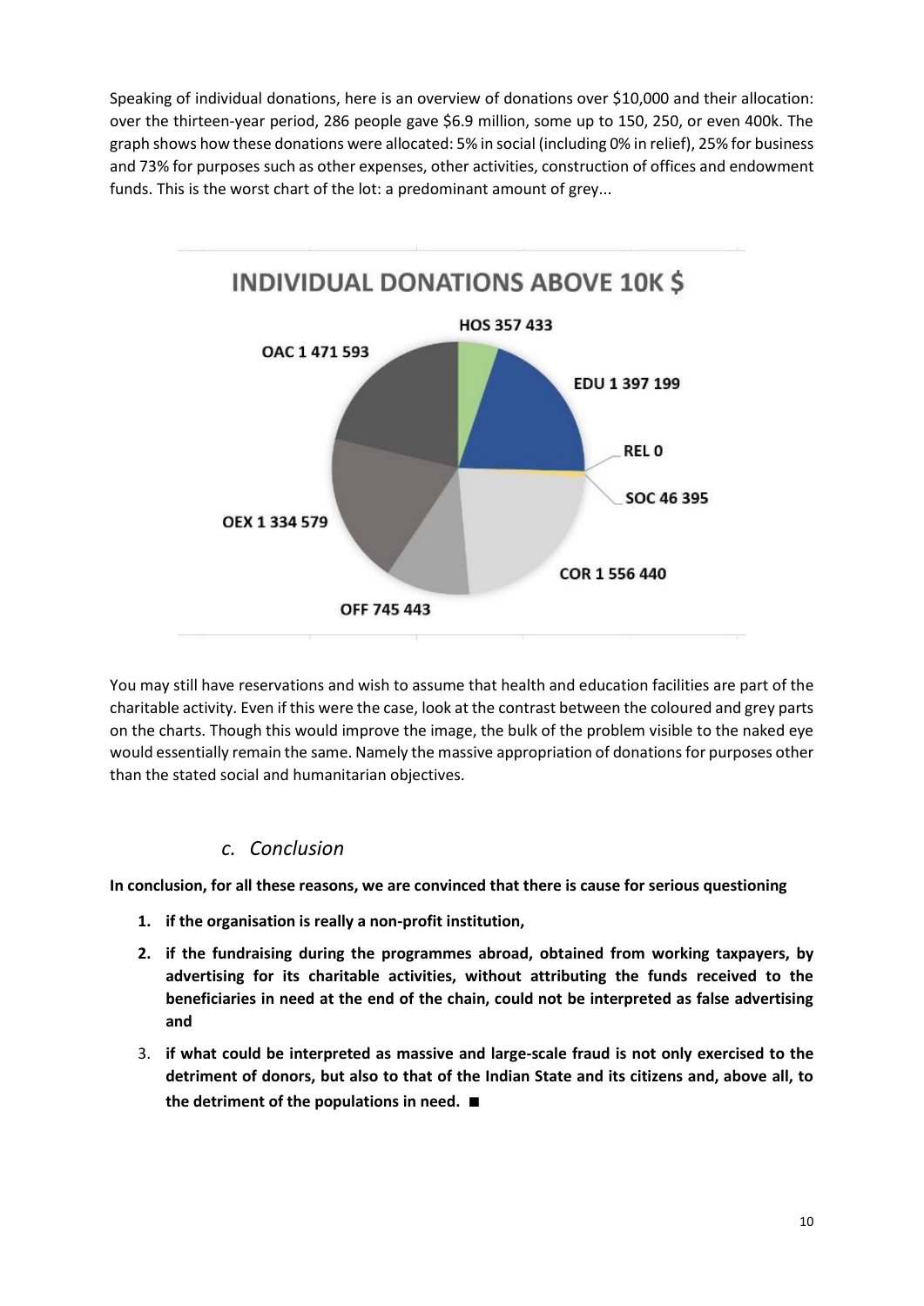Speaking of individual donations, here is an overview of donations over $10,000 and their allocation: over the thirteen-year period, 286 people gave $6.9 million, some up to 150, 250, or even 400k. The graph shows how these donations were allocated: 5% in social (including 0% in relief), 25% for business and 73% for purposes such as other expenses, other activities, construction of offices and endowment funds. This is the worst chart of the lot: a predominant amount of grey...

INDIVIDUAL DONATIONS ABOVE 10K $

HOS 357 433

EDU 1 397 199

REL 0

SOC 46 395

COR 1 556 440

OFF 745 443

OEX 1 334 579

OAC 1 471 593

You may still have reservations and wish to assume that health and education facilities are part of the charitable activity. Even if this were the case, look at the contrast between the coloured and grey parts on the charts. Though this would improve the image, the bulk of the problem visible to the naked eye would essentially remain the same. Namely the massive appropriation of donations for purposes other than the stated social and humanitarian objectives.

### *c. Conclusion*

**In conclusion, for all these reasons, we are convinced that there is cause for serious questioning**

1. **if the organisation is really a non-profit institution,**
2. **if the fundraising during the programmes abroad, obtained from working taxpayers, by advertising for its charitable activities, without attributing the funds received to the beneficiaries in need at the end of the chain, could not be interpreted as false advertising and**
3. **if what could be interpreted as massive and large-scale fraud is not only exercised to the detriment of donors, but also to that of the Indian State and its citizens and, above all, to the detriment of the populations in need.** ■